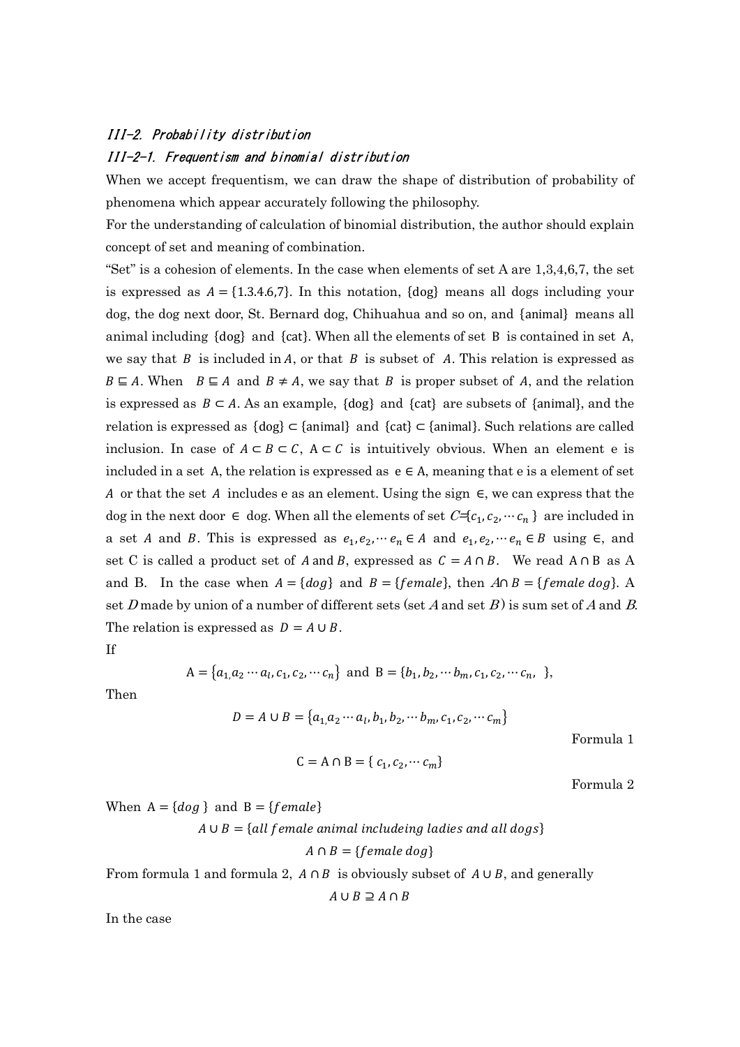### *III-2. Probability distribution*

### *III-2-1. Frequentism and binomial distribution*

When we accept frequentism, we can draw the shape of distribution of probability of phenomena which appear accurately following the philosophy.

For the understanding of calculation of binomial distribution, the author should explain concept of set and meaning of combination.

“Set” is a cohesion of elements. In the case when elements of set A are 1,3,4,6,7, the set is expressed as $A = \{1.3.4.6,7\}$. In this notation, {dog} means all dogs including your dog, the dog next door, St. Bernard dog, Chihuahua and so on, and {animal} means all animal including {dog} and {cat}. When all the elements of set B is contained in set A, we say that $B$ is included in $A$, or that $B$ is subset of $A$. This relation is expressed as $B \sqsubseteq A$. When $B \sqsubseteq A$ and $B \neq A$, we say that $B$ is proper subset of $A$, and the relation is expressed as $B \subset A$. As an example, {dog} and {cat} are subsets of {animal}, and the relation is expressed as {dog} ⊂ {animal} and {cat} ⊂ {animal}. Such relations are called inclusion. In case of $A \subset B \subset C$, $A \subset C$ is intuitively obvious. When an element e is included in a set A, the relation is expressed as $e \in A$, meaning that e is a element of set $A$ or that the set $A$ includes e as an element. Using the sign ∈, we can express that the dog in the next door ∈ dog. When all the elements of set $C$={$c_1, c_2, \cdots c_n$ } are included in a set $A$ and $B$. This is expressed as $e_1, e_2, \cdots e_n \in A$ and $e_1, e_2, \cdots e_n \in B$ using ∈, and set C is called a product set of $A$ and $B$, expressed as $C = A \cap B$. We read $A \cap B$ as A and B. In the case when $A = \{dog\}$ and $B = \{female\}$, then $A \cap B = \{female\ dog\}$. A set $D$ made by union of a number of different sets (set $A$ and set $B$) is sum set of $A$ and $B$. The relation is expressed as $D = A \cup B$.

If

$$A = \{a_1, a_2 \cdots a_l, c_1, c_2, \cdots c_n\} \text{ and } B = \{b_1, b_2, \cdots b_m, c_1, c_2, \cdots c_n, \ \},$$

Then

$$D = A \cup B = \{a_1, a_2 \cdots a_l, b_1, b_2, \cdots b_m, c_1, c_2, \cdots c_m\}$$

Formula 1

$$C = A \cap B = \{ c_1, c_2, \cdots c_m\}$$

Formula 2

When $A = \{dog\}$ and $B = \{female\}$

$$A \cup B = \{all\ female\ animal\ includeing\ ladies\ and\ all\ dogs\}$$

$$A \cap B = \{female\ dog\}$$

From formula 1 and formula 2, $A \cap B$ is obviously subset of $A \cup B$, and generally

$$A \cup B \supseteq A \cap B$$

In the case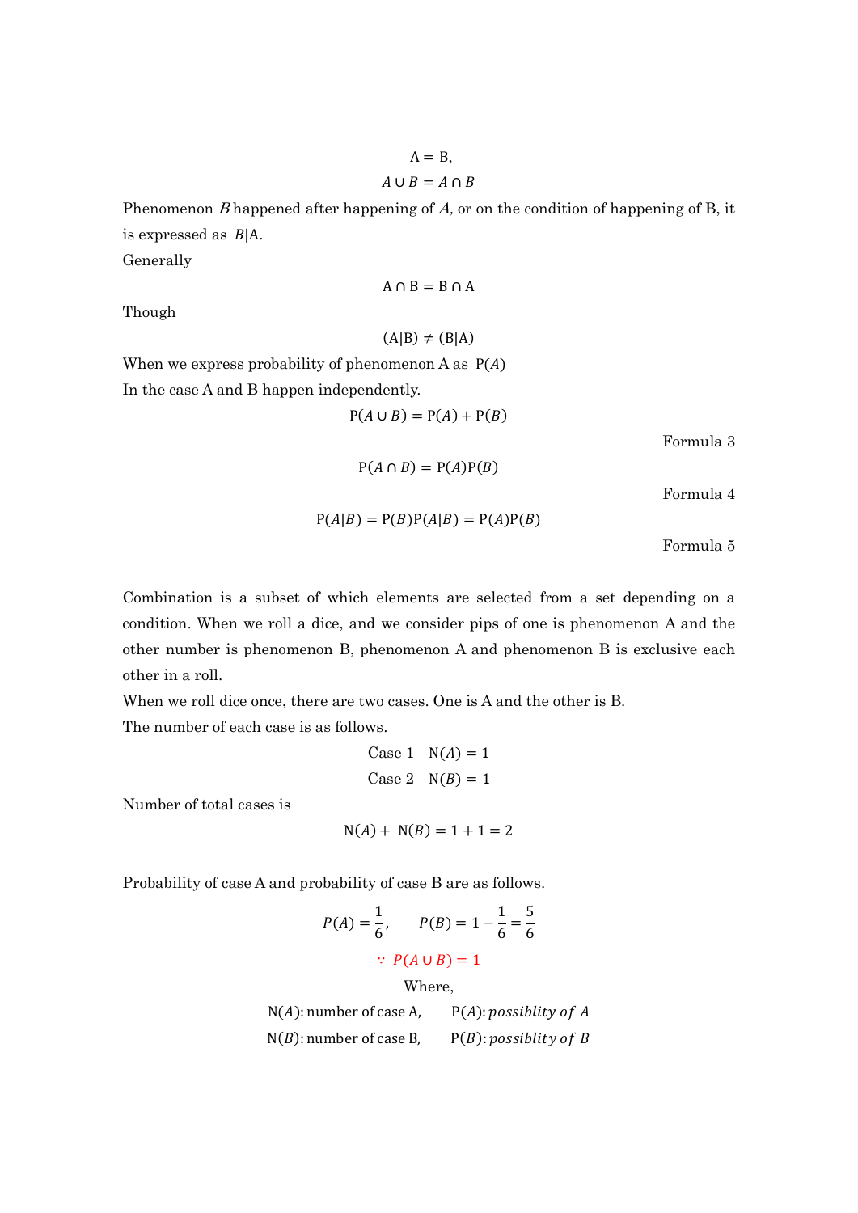$$A = B,$$

$$A \cup B = A \cap B$$

Phenomenon $B$ happened after happening of $A$, or on the condition of happening of B, it is expressed as $B|A$.

Generally

$$A \cap B = B \cap A$$

Though

$$(A|B) \neq (B|A)$$

When we express probability of phenomenon A as $P(A)$

In the case A and B happen independently.

$$P(A \cup B) = P(A) + P(B)$$

Formula 3

$$P(A \cap B) = P(A)P(B)$$

Formula 4

$$P(A|B) = P(B)P(A|B) = P(A)P(B)$$

Formula 5

Combination is a subset of which elements are selected from a set depending on a condition. When we roll a dice, and we consider pips of one is phenomenon A and the other number is phenomenon B, phenomenon A and phenomenon B is exclusive each other in a roll.

When we roll dice once, there are two cases. One is A and the other is B.

The number of each case is as follows.

$$\text{Case 1} \quad N(A) = 1$$

$$\text{Case 2} \quad N(B) = 1$$

Number of total cases is

$$N(A) + N(B) = 1 + 1 = 2$$

Probability of case A and probability of case B are as follows.

$$P(A) = \frac{1}{6}, \qquad P(B) = 1 - \frac{1}{6} = \frac{5}{6}$$

$$\because P(A \cup B) = 1$$

Where,

$N(A)$: number of case A, $P(A)$: *possiblity of A*

$N(B)$: number of case B, $P(B)$: *possiblity of B*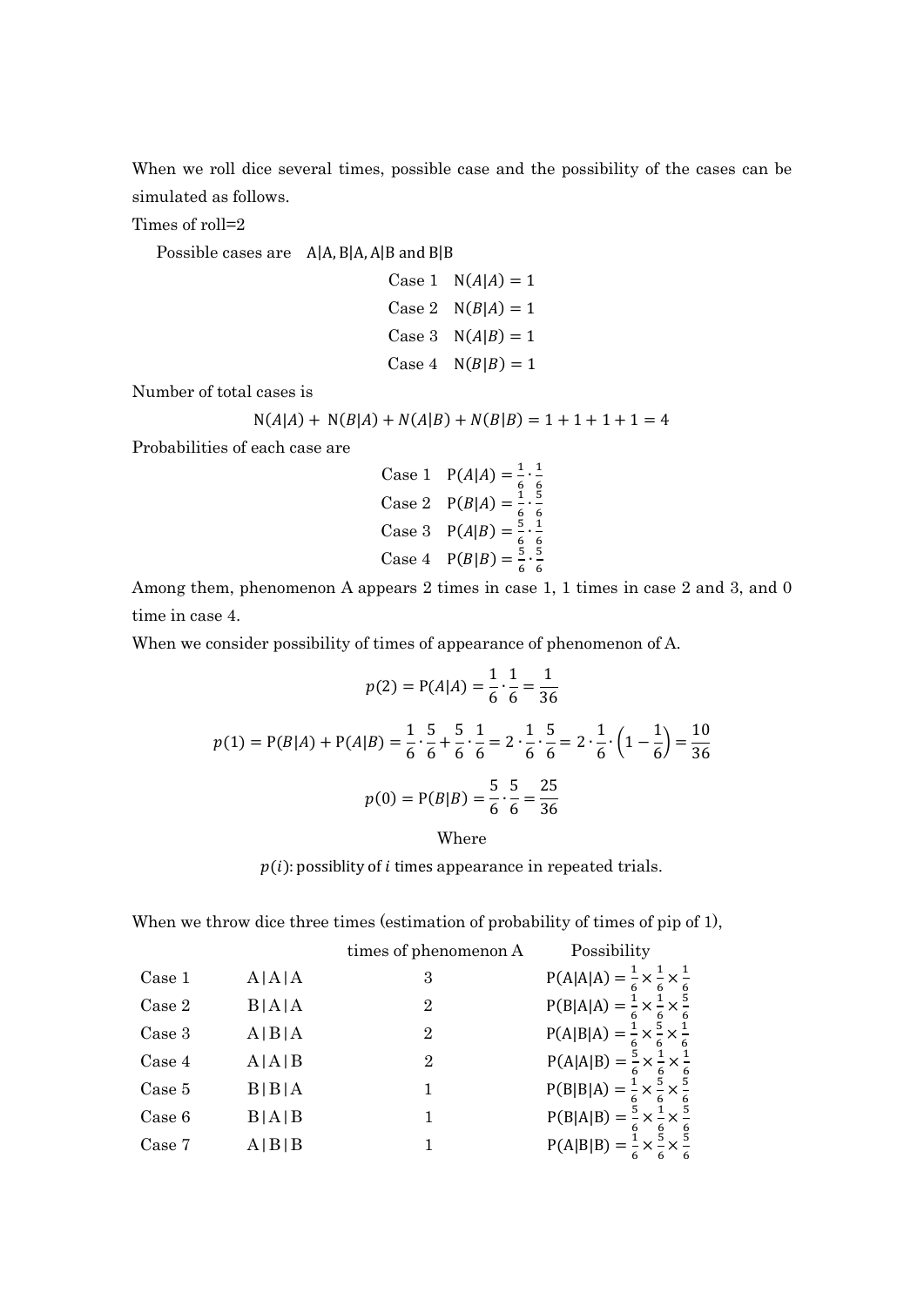When we roll dice several times, possible case and the possibility of the cases can be simulated as follows.

Times of roll=2

Possible cases are $A|A, B|A, A|B$ and $B|B$

$$\text{Case 1} \quad N(A|A) = 1$$
$$\text{Case 2} \quad N(B|A) = 1$$
$$\text{Case 3} \quad N(A|B) = 1$$
$$\text{Case 4} \quad N(B|B) = 1$$

Number of total cases is

$$N(A|A) + N(B|A) + N(A|B) + N(B|B) = 1 + 1 + 1 + 1 = 4$$

Probabilities of each case are

$$\text{Case 1} \quad P(A|A) = \frac{1}{6} \cdot \frac{1}{6}$$
$$\text{Case 2} \quad P(B|A) = \frac{1}{6} \cdot \frac{5}{6}$$
$$\text{Case 3} \quad P(A|B) = \frac{5}{6} \cdot \frac{1}{6}$$
$$\text{Case 4} \quad P(B|B) = \frac{5}{6} \cdot \frac{5}{6}$$

Among them, phenomenon A appears 2 times in case 1, 1 times in case 2 and 3, and 0 time in case 4.

When we consider possibility of times of appearance of phenomenon of A.

$$p(2) = P(A|A) = \frac{1}{6} \cdot \frac{1}{6} = \frac{1}{36}$$

$$p(1) = P(B|A) + P(A|B) = \frac{1}{6} \cdot \frac{5}{6} + \frac{5}{6} \cdot \frac{1}{6} = 2 \cdot \frac{1}{6} \cdot \frac{5}{6} = 2 \cdot \frac{1}{6} \cdot \left(1 - \frac{1}{6}\right) = \frac{10}{36}$$

$$p(0) = P(B|B) = \frac{5}{6} \cdot \frac{5}{6} = \frac{25}{36}$$

Where

$p(i)$: possiblity of $i$ times appearance in repeated trials.

When we throw dice three times (estimation of probability of times of pip of 1),

| | | times of phenomenon A | Possibility |
|---|---|---|---|
| Case 1 | A\|A\|A | 3 | $P(A\|A\|A) = \frac{1}{6} \times \frac{1}{6} \times \frac{1}{6}$ |
| Case 2 | B\|A\|A | 2 | $P(B\|A\|A) = \frac{1}{6} \times \frac{1}{6} \times \frac{5}{6}$ |
| Case 3 | A\|B\|A | 2 | $P(A\|B\|A) = \frac{1}{6} \times \frac{5}{6} \times \frac{1}{6}$ |
| Case 4 | A\|A\|B | 2 | $P(A\|A\|B) = \frac{5}{6} \times \frac{1}{6} \times \frac{1}{6}$ |
| Case 5 | B\|B\|A | 1 | $P(B\|B\|A) = \frac{1}{6} \times \frac{5}{6} \times \frac{5}{6}$ |
| Case 6 | B\|A\|B | 1 | $P(B\|A\|B) = \frac{5}{6} \times \frac{1}{6} \times \frac{5}{6}$ |
| Case 7 | A\|B\|B | 1 | $P(A\|B\|B) = \frac{1}{6} \times \frac{5}{6} \times \frac{5}{6}$ |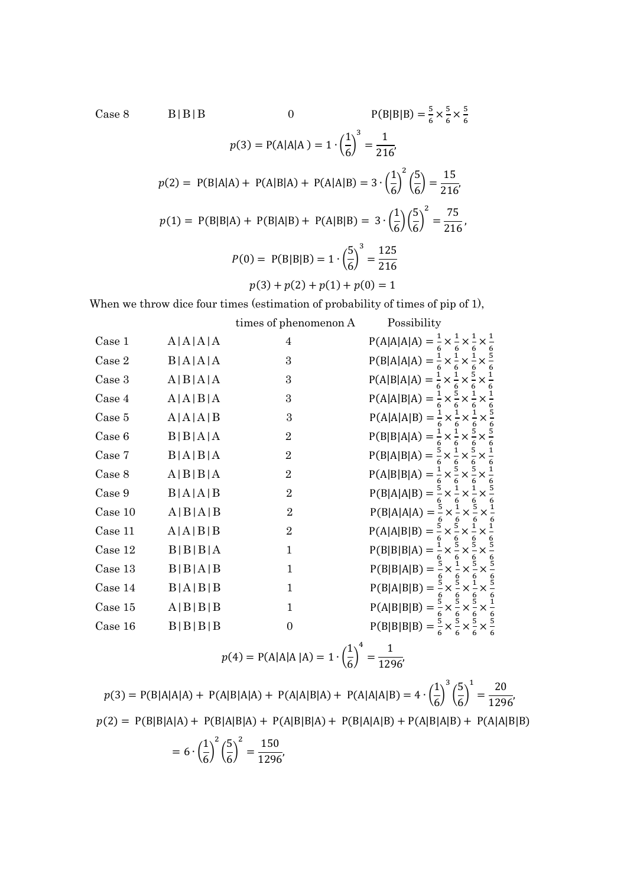| | | | |
|---|---|---|---|
| Case 8 | B \| B \| B | 0 | $\mathrm{P(B\|B\|B)} = \frac{5}{6} \times \frac{5}{6} \times \frac{5}{6}$ |

$$p(3) = \mathrm{P(A|A|A\,)} = 1 \cdot \left(\frac{1}{6}\right)^3 = \frac{1}{216},$$

$$p(2) = \mathrm{P(B|A|A)} + \mathrm{P(A|B|A)} + \mathrm{P(A|A|B)} = 3 \cdot \left(\frac{1}{6}\right)^2 \left(\frac{5}{6}\right) = \frac{15}{216},$$

$$p(1) = \mathrm{P(B|B|A)} + \mathrm{P(B|A|B)} + \mathrm{P(A|B|B)} = 3 \cdot \left(\frac{1}{6}\right)\left(\frac{5}{6}\right)^2 = \frac{75}{216},$$

$$P(0) = \mathrm{P(B|B|B)} = 1 \cdot \left(\frac{5}{6}\right)^3 = \frac{125}{216}$$

$$p(3) + p(2) + p(1) + p(0) = 1$$

When we throw dice four times (estimation of probability of times of pip of 1),

| | | times of phenomenon A | Possibility |
|---|---|---|---|
| Case 1 | A \| A \| A \| A | 4 | $\mathrm{P(A\|A\|A\|A)} = \frac{1}{6} \times \frac{1}{6} \times \frac{1}{6} \times \frac{1}{6}$ |
| Case 2 | B \| A \| A \| A | 3 | $\mathrm{P(B\|A\|A\|A)} = \frac{1}{6} \times \frac{1}{6} \times \frac{1}{6} \times \frac{5}{6}$ |
| Case 3 | A \| B \| A \| A | 3 | $\mathrm{P(A\|B\|A\|A)} = \frac{1}{6} \times \frac{1}{6} \times \frac{5}{6} \times \frac{1}{6}$ |
| Case 4 | A \| A \| B \| A | 3 | $\mathrm{P(A\|A\|B\|A)} = \frac{1}{6} \times \frac{5}{6} \times \frac{1}{6} \times \frac{1}{6}$ |
| Case 5 | A \| A \| A \| B | 3 | $\mathrm{P(A\|A\|A\|B)} = \frac{1}{6} \times \frac{1}{6} \times \frac{1}{6} \times \frac{5}{6}$ |
| Case 6 | B \| B \| A \| A | 2 | $\mathrm{P(B\|B\|A\|A)} = \frac{1}{6} \times \frac{1}{6} \times \frac{5}{6} \times \frac{5}{6}$ |
| Case 7 | B \| A \| B \| A | 2 | $\mathrm{P(B\|A\|B\|A)} = \frac{5}{6} \times \frac{1}{6} \times \frac{5}{6} \times \frac{1}{6}$ |
| Case 8 | A \| B \| B \| A | 2 | $\mathrm{P(A\|B\|B\|A)} = \frac{1}{6} \times \frac{5}{6} \times \frac{5}{6} \times \frac{1}{6}$ |
| Case 9 | B \| A \| A \| B | 2 | $\mathrm{P(B\|A\|A\|B)} = \frac{5}{6} \times \frac{1}{6} \times \frac{1}{6} \times \frac{5}{6}$ |
| Case 10 | A \| B \| A \| B | 2 | $\mathrm{P(B\|A\|A\|A)} = \frac{5}{6} \times \frac{1}{6} \times \frac{5}{6} \times \frac{1}{6}$ |
| Case 11 | A \| A \| B \| B | 2 | $\mathrm{P(A\|A\|B\|B)} = \frac{5}{6} \times \frac{5}{6} \times \frac{1}{6} \times \frac{1}{6}$ |
| Case 12 | B \| B \| B \| A | 1 | $\mathrm{P(B\|B\|B\|A)} = \frac{1}{6} \times \frac{5}{6} \times \frac{5}{6} \times \frac{5}{6}$ |
| Case 13 | B \| B \| A \| B | 1 | $\mathrm{P(B\|B\|A\|B)} = \frac{5}{6} \times \frac{1}{6} \times \frac{5}{6} \times \frac{5}{6}$ |
| Case 14 | B \| A \| B \| B | 1 | $\mathrm{P(B\|A\|B\|B)} = \frac{5}{6} \times \frac{5}{6} \times \frac{1}{6} \times \frac{5}{6}$ |
| Case 15 | A \| B \| B \| B | 1 | $\mathrm{P(A\|B\|B\|B)} = \frac{5}{6} \times \frac{5}{6} \times \frac{5}{6} \times \frac{1}{6}$ |
| Case 16 | B \| B \| B \| B | 0 | $\mathrm{P(B\|B\|B\|B)} = \frac{5}{6} \times \frac{5}{6} \times \frac{5}{6} \times \frac{5}{6}$ |

$$p(4) = \mathrm{P(A|A|A\,|A)} = 1 \cdot \left(\frac{1}{6}\right)^4 = \frac{1}{1296},$$

$$p(3) = \mathrm{P(B|A|A|A)} + \mathrm{P(A|B|A|A)} + \mathrm{P(A|A|B|A)} + \mathrm{P(A|A|A|B)} = 4 \cdot \left(\frac{1}{6}\right)^3 \left(\frac{5}{6}\right)^1 = \frac{20}{1296},$$

$$p(2) = \mathrm{P(B|B|A|A)} + \mathrm{P(B|A|B|A)} + \mathrm{P(A|B|B|A)} + \mathrm{P(B|A|A|B)} + \mathrm{P(A|B|A|B)} + \mathrm{P(A|A|B|B)}$$

$$= 6 \cdot \left(\frac{1}{6}\right)^2 \left(\frac{5}{6}\right)^2 = \frac{150}{1296},$$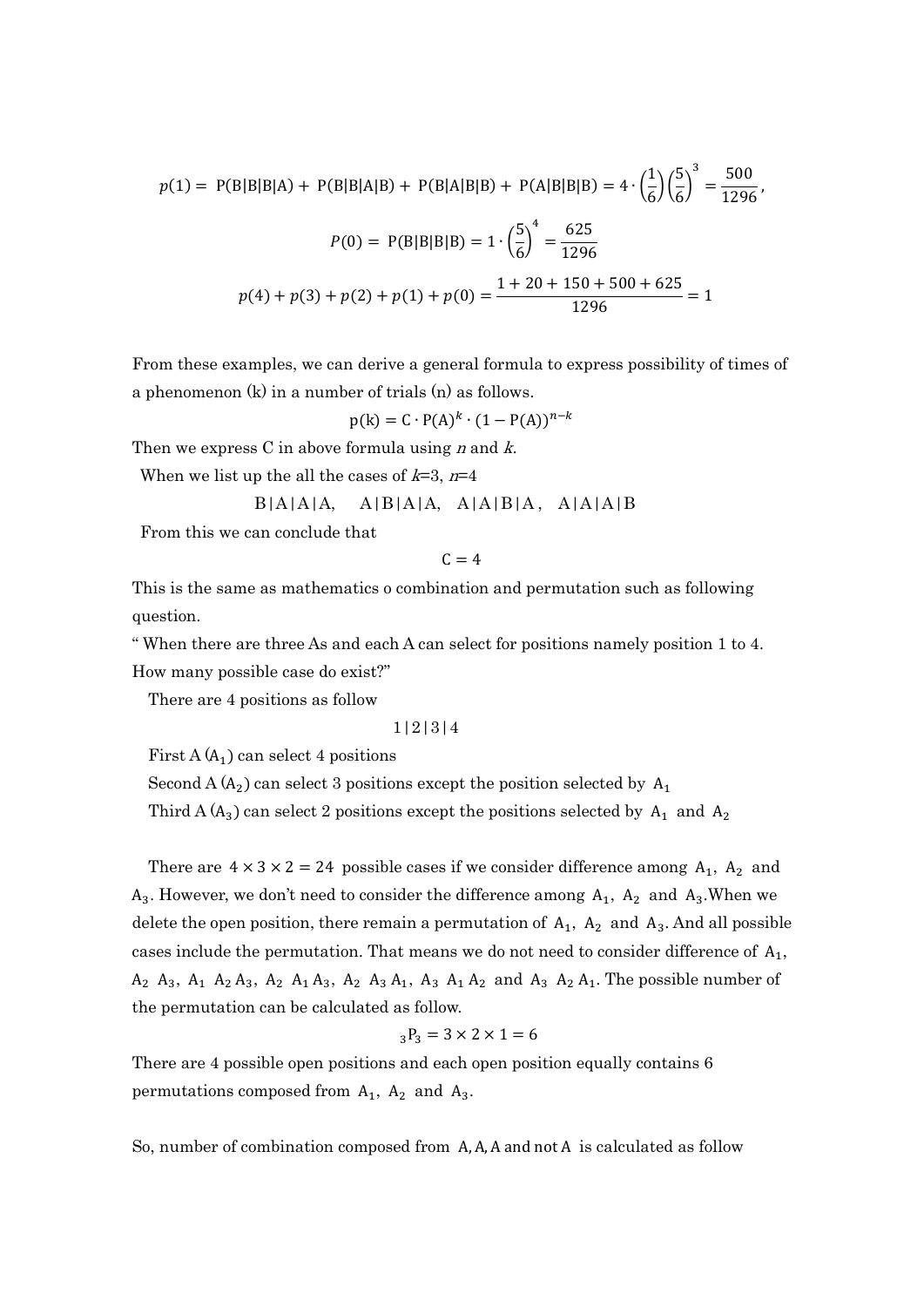$$p(1) = \text{P(B|B|B|A)} + \text{P(B|B|A|B)} + \text{P(B|A|B|B)} + \text{P(A|B|B|B)} = 4 \cdot \left(\frac{1}{6}\right)\left(\frac{5}{6}\right)^3 = \frac{500}{1296},$$

$$P(0) = \text{P(B|B|B|B)} = 1 \cdot \left(\frac{5}{6}\right)^4 = \frac{625}{1296}$$

$$p(4) + p(3) + p(2) + p(1) + p(0) = \frac{1 + 20 + 150 + 500 + 625}{1296} = 1$$

From these examples, we can derive a general formula to express possibility of times of a phenomenon (k) in a number of trials (n) as follows.

$$\text{p(k)} = \text{C} \cdot \text{P(A)}^k \cdot (1 - \text{P(A)})^{n-k}$$

Then we express C in above formula using $n$ and $k$.

When we list up the all the cases of $k$=3, $n$=4

B|A|A|A,  A|B|A|A,  A|A|B|A,  A|A|A|B

From this we can conclude that

$$\text{C} = 4$$

This is the same as mathematics o combination and permutation such as following question.

" When there are three As and each A can select for positions namely position 1 to 4. How many possible case do exist?"

There are 4 positions as follow

1|2|3|4

First A ($A_1$) can select 4 positions

Second A ($A_2$) can select 3 positions except the position selected by $A_1$

Third A ($A_3$) can select 2 positions except the positions selected by $A_1$ and $A_2$

There are $4 \times 3 \times 2 = 24$ possible cases if we consider difference among $A_1$, $A_2$ and $A_3$. However, we don't need to consider the difference among $A_1$, $A_2$ and $A_3$.When we delete the open position, there remain a permutation of $A_1$, $A_2$ and $A_3$. And all possible cases include the permutation. That means we do not need to consider difference of $A_1$, $A_2$ $A_3$, $A_1$ $A_2$ $A_3$, $A_2$ $A_1$ $A_3$, $A_2$ $A_3$ $A_1$, $A_3$ $A_1$ $A_2$ and $A_3$ $A_2$ $A_1$. The possible number of the permutation can be calculated as follow.

$${}_3\text{P}_3 = 3 \times 2 \times 1 = 6$$

There are 4 possible open positions and each open position equally contains 6 permutations composed from $A_1$, $A_2$ and $A_3$.

So, number of combination composed from A, A, A and not A is calculated as follow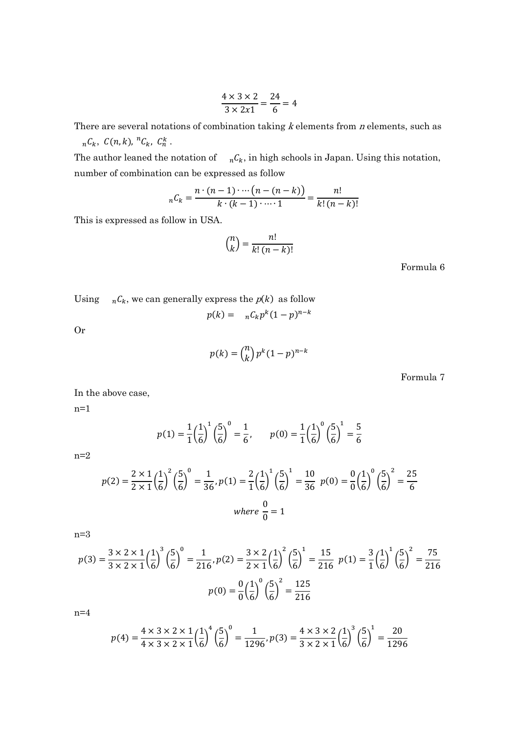$$\frac{4 \times 3 \times 2}{3 \times 2x1} = \frac{24}{6} = 4$$

There are several notations of combination taking $k$ elements from $n$ elements, such as ${}_nC_k$, $C(n,k)$, ${}^nC_k$, $C_n^k$.

The author leaned the notation of ${}_nC_k$, in high schools in Japan. Using this notation, number of combination can be expressed as follow

$${}_nC_k = \frac{n \cdot (n-1) \cdot \cdots \cdot (n-(n-k))}{k \cdot (k-1) \cdot \cdots \cdot 1} = \frac{n!}{k!\,(n-k)!}$$

This is expressed as follow in USA.

$$\binom{n}{k} = \frac{n!}{k!\,(n-k)!}$$

Formula 6

Using ${}_nC_k$, we can generally express the $p(k)$ as follow

$$p(k) = {}_nC_k p^k (1-p)^{n-k}$$

Or

$$p(k) = \binom{n}{k} p^k (1-p)^{n-k}$$

Formula 7

In the above case,

n=1

$$p(1) = \frac{1}{1}\left(\frac{1}{6}\right)^1 \left(\frac{5}{6}\right)^0 = \frac{1}{6}, \qquad p(0) = \frac{1}{1}\left(\frac{1}{6}\right)^0 \left(\frac{5}{6}\right)^1 = \frac{5}{6}$$

n=2

$$p(2) = \frac{2 \times 1}{2 \times 1}\left(\frac{1}{6}\right)^2 \left(\frac{5}{6}\right)^0 = \frac{1}{36}, p(1) = \frac{2}{1}\left(\frac{1}{6}\right)^1 \left(\frac{5}{6}\right)^1 = \frac{10}{36} \;\; p(0) = \frac{0}{0}\left(\frac{1}{6}\right)^0 \left(\frac{5}{6}\right)^2 = \frac{25}{6}$$

$$where\ \frac{0}{0} = 1$$

n=3

$$p(3) = \frac{3 \times 2 \times 1}{3 \times 2 \times 1}\left(\frac{1}{6}\right)^3 \left(\frac{5}{6}\right)^0 = \frac{1}{216}, p(2) = \frac{3 \times 2}{2 \times 1}\left(\frac{1}{6}\right)^2 \left(\frac{5}{6}\right)^1 = \frac{15}{216} \;\; p(1) = \frac{3}{1}\left(\frac{1}{6}\right)^1 \left(\frac{5}{6}\right)^2 = \frac{75}{216}$$

$$p(0) = \frac{0}{0}\left(\frac{1}{6}\right)^0 \left(\frac{5}{6}\right)^2 = \frac{125}{216}$$

n=4

$$p(4) = \frac{4 \times 3 \times 2 \times 1}{4 \times 3 \times 2 \times 1}\left(\frac{1}{6}\right)^4 \left(\frac{5}{6}\right)^0 = \frac{1}{1296}, p(3) = \frac{4 \times 3 \times 2}{3 \times 2 \times 1}\left(\frac{1}{6}\right)^3 \left(\frac{5}{6}\right)^1 = \frac{20}{1296}$$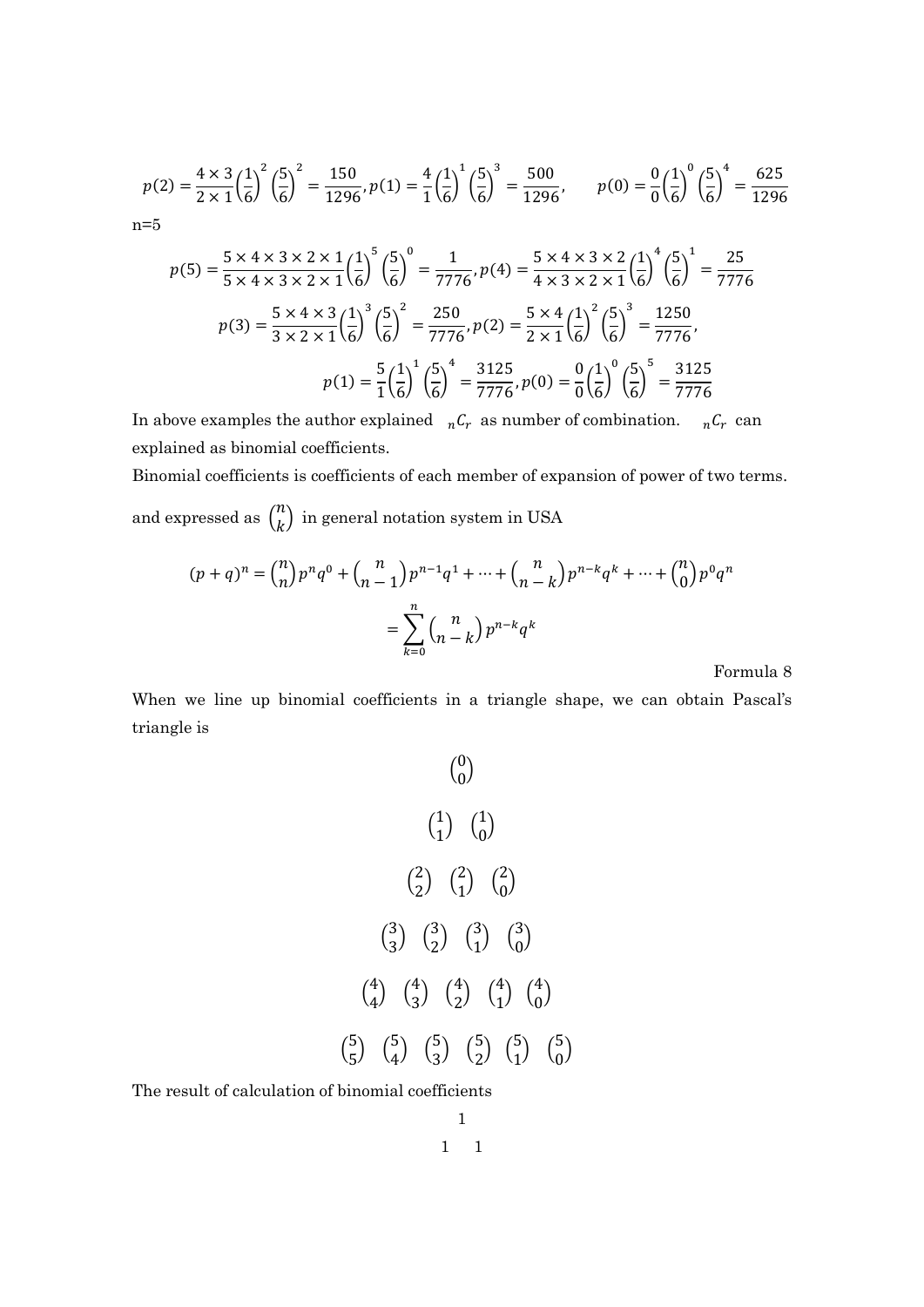$$p(2) = \frac{4 \times 3}{2 \times 1}\left(\frac{1}{6}\right)^2\left(\frac{5}{6}\right)^2 = \frac{150}{1296}, p(1) = \frac{4}{1}\left(\frac{1}{6}\right)^1\left(\frac{5}{6}\right)^3 = \frac{500}{1296}, \qquad p(0) = \frac{0}{0}\left(\frac{1}{6}\right)^0\left(\frac{5}{6}\right)^4 = \frac{625}{1296}$$

n=5

$$p(5) = \frac{5 \times 4 \times 3 \times 2 \times 1}{5 \times 4 \times 3 \times 2 \times 1}\left(\frac{1}{6}\right)^5\left(\frac{5}{6}\right)^0 = \frac{1}{7776}, p(4) = \frac{5 \times 4 \times 3 \times 2}{4 \times 3 \times 2 \times 1}\left(\frac{1}{6}\right)^4\left(\frac{5}{6}\right)^1 = \frac{25}{7776}$$

$$p(3) = \frac{5 \times 4 \times 3}{3 \times 2 \times 1}\left(\frac{1}{6}\right)^3\left(\frac{5}{6}\right)^2 = \frac{250}{7776}, p(2) = \frac{5 \times 4}{2 \times 1}\left(\frac{1}{6}\right)^2\left(\frac{5}{6}\right)^3 = \frac{1250}{7776},$$

$$p(1) = \frac{5}{1}\left(\frac{1}{6}\right)^1\left(\frac{5}{6}\right)^4 = \frac{3125}{7776}, p(0) = \frac{0}{0}\left(\frac{1}{6}\right)^0\left(\frac{5}{6}\right)^5 = \frac{3125}{7776}$$

In above examples the author explained ${}_nC_r$ as number of combination. ${}_nC_r$ can explained as binomial coefficients.

Binomial coefficients is coefficients of each member of expansion of power of two terms.

and expressed as $\binom{n}{k}$ in general notation system in USA

$$(p+q)^n = \binom{n}{n}p^n q^0 + \binom{n}{n-1}p^{n-1}q^1 + \cdots + \binom{n}{n-k}p^{n-k}q^k + \cdots + \binom{n}{0}p^0 q^n$$
$$= \sum_{k=0}^{n}\binom{n}{n-k}p^{n-k}q^k$$

Formula 8

When we line up binomial coefficients in a triangle shape, we can obtain Pascal's triangle is

$$\binom{0}{0}$$

$$\binom{1}{1} \quad \binom{1}{0}$$

$$\binom{2}{2} \quad \binom{2}{1} \quad \binom{2}{0}$$

$$\binom{3}{3} \quad \binom{3}{2} \quad \binom{3}{1} \quad \binom{3}{0}$$

$$\binom{4}{4} \quad \binom{4}{3} \quad \binom{4}{2} \quad \binom{4}{1} \quad \binom{4}{0}$$

$$\binom{5}{5} \quad \binom{5}{4} \quad \binom{5}{3} \quad \binom{5}{2} \quad \binom{5}{1} \quad \binom{5}{0}$$

The result of calculation of binomial coefficients

1

1 1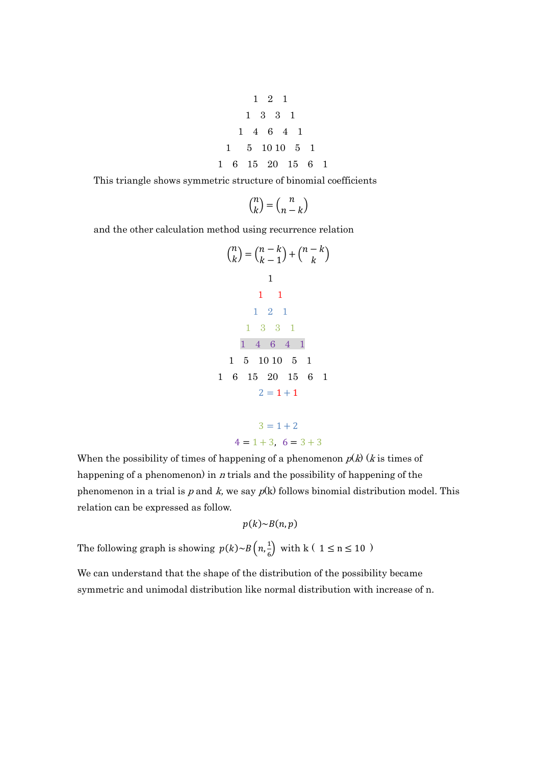$$
\begin{array}{c}
1 \quad 2 \quad 1 \\
1 \quad 3 \quad 3 \quad 1 \\
1 \quad 4 \quad 6 \quad 4 \quad 1 \\
1 \quad 5 \quad 10 \quad 10 \quad 5 \quad 1 \\
1 \quad 6 \quad 15 \quad 20 \quad 15 \quad 6 \quad 1
\end{array}
$$

This triangle shows symmetric structure of binomial coefficients

$$\binom{n}{k} = \binom{n}{n-k}$$

and the other calculation method using recurrence relation

$$\binom{n}{k} = \binom{n-k}{k-1} + \binom{n-k}{k}$$

$$
\begin{array}{c}
1 \\
1 \quad 1 \\
1 \quad 2 \quad 1 \\
1 \quad 3 \quad 3 \quad 1 \\
1 \quad 4 \quad 6 \quad 4 \quad 1 \\
1 \quad 5 \quad 10 \quad 10 \quad 5 \quad 1 \\
1 \quad 6 \quad 15 \quad 20 \quad 15 \quad 6 \quad 1
\end{array}
$$

$$2 = 1 + 1$$

$$3 = 1 + 2$$

$$4 = 1 + 3, \quad 6 = 3 + 3$$

When the possibility of times of happening of a phenomenon $p(k)$ ($k$ is times of happening of a phenomenon) in $n$ trials and the possibility of happening of the phenomenon in a trial is $p$ and $k$, we say $p(k)$ follows binomial distribution model. This relation can be expressed as follow.

$$p(k) \sim B(n, p)$$

The following graph is showing $p(k) \sim B\left(n, \frac{1}{6}\right)$ with k ( $1 \leq n \leq 10$ )

We can understand that the shape of the distribution of the possibility became symmetric and unimodal distribution like normal distribution with increase of n.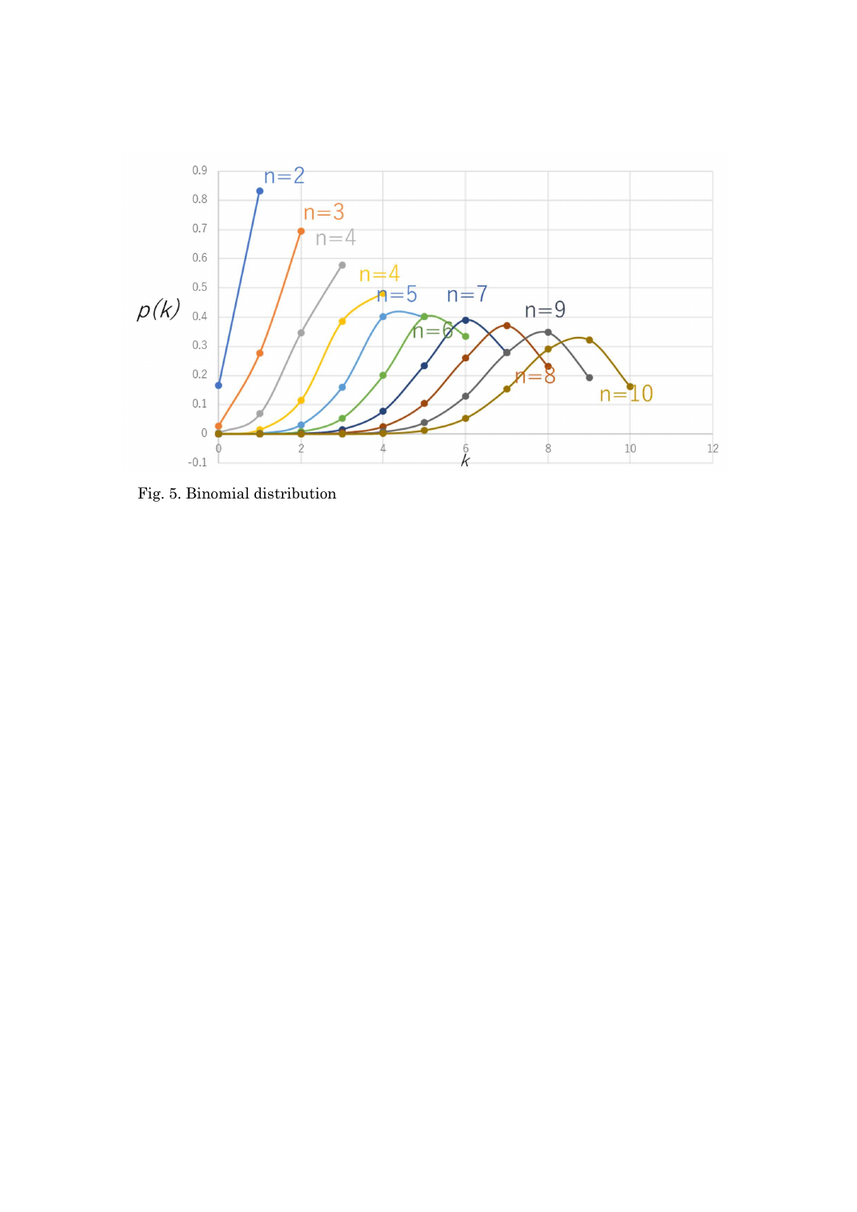0.9
0.8
0.7
0.6
0.5
0.4
0.3
0.2
0.1
0
-0.1

$p(k)$

0 2 4 6 8 10 12

$k$

n=2
n=3
n=4
n=4
n=5
n=6
n=7
n=8
n=9
n=10

Fig. 5. Binomial distribution